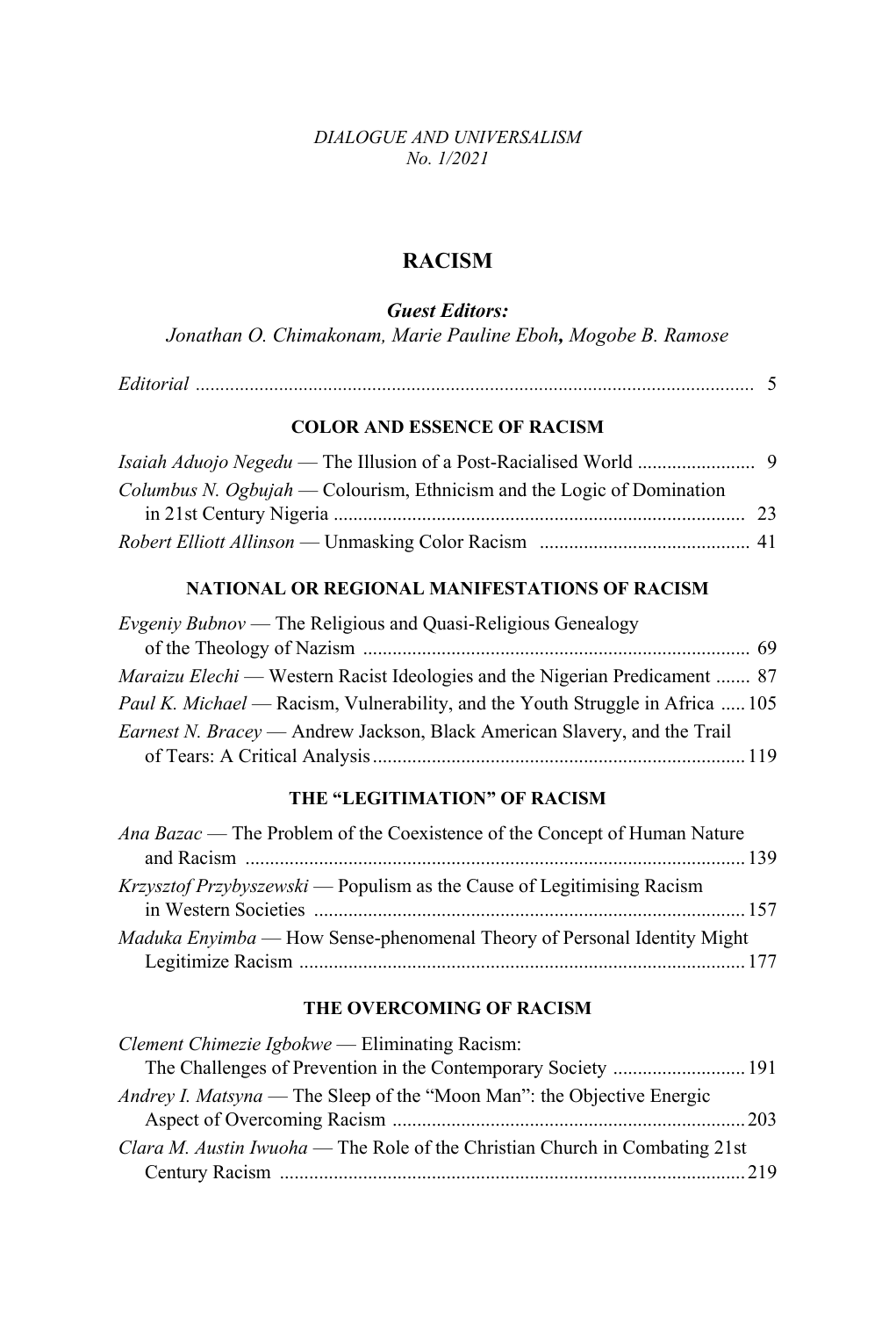*DIALOGUE AND UNIVERSALISM*
*No. 1/2021*

# RACISM

***Guest Editors:***
*Jonathan O. Chimakonam, Marie Pauline Eboh, Mogobe B. Ramose*

*Editorial* .................................................................................................... 5

## COLOR AND ESSENCE OF RACISM

*Isaiah Aduojo Negedu* — The Illusion of a Post-Racialised World ........................ 9

*Columbus N. Ogbujah* — Colourism, Ethnicism and the Logic of Domination in 21st Century Nigeria .................................................................................... 23

*Robert Elliott Allinson* — Unmasking Color Racism ........................................... 41

## NATIONAL OR REGIONAL MANIFESTATIONS OF RACISM

*Evgeniy Bubnov* — The Religious and Quasi-Religious Genealogy of the Theology of Nazism .............................................................................. 69

*Maraizu Elechi* — Western Racist Ideologies and the Nigerian Predicament ....... 87

*Paul K. Michael* — Racism, Vulnerability, and the Youth Struggle in Africa ..... 105

*Earnest N. Bracey* — Andrew Jackson, Black American Slavery, and the Trail of Tears: A Critical Analysis ........................................................................... 119

## THE “LEGITIMATION” OF RACISM

*Ana Bazac* — The Problem of the Coexistence of the Concept of Human Nature and Racism ..................................................................................................... 139

*Krzysztof Przybyszewski* — Populism as the Cause of Legitimising Racism in Western Societies ....................................................................................... 157

*Maduka Enyimba* — How Sense-phenomenal Theory of Personal Identity Might Legitimize Racism .......................................................................................... 177

## THE OVERCOMING OF RACISM

*Clement Chimezie Igbokwe* — Eliminating Racism: The Challenges of Prevention in the Contemporary Society ........................... 191

*Andrey I. Matsyna* — The Sleep of the “Moon Man”: the Objective Energic Aspect of Overcoming Racism ........................................................................ 203

*Clara M. Austin Iwuoha* — The Role of the Christian Church in Combating 21st Century Racism .............................................................................................. 219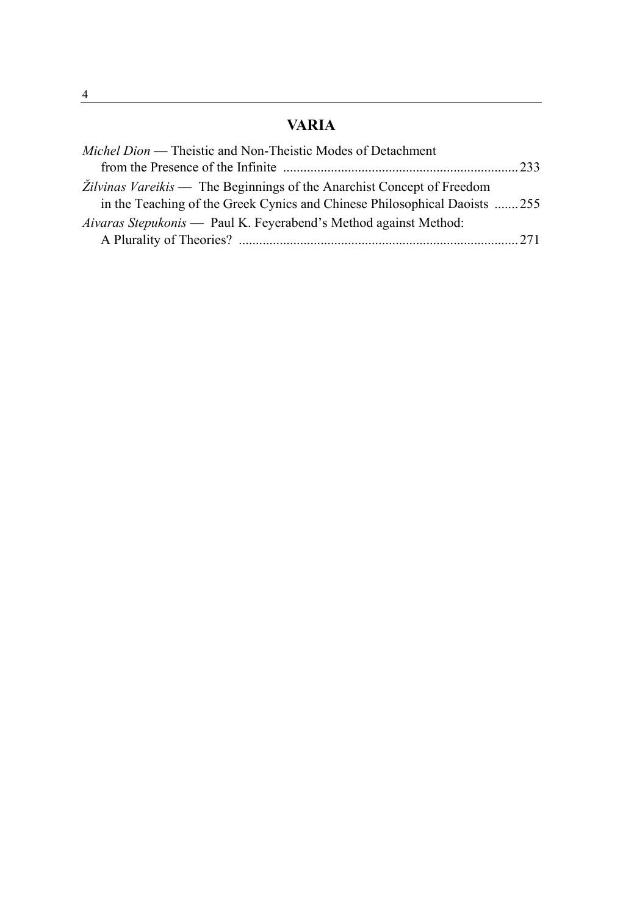## VARIA

*Michel Dion* — Theistic and Non-Theistic Modes of Detachment from the Presence of the Infinite ..................................................................... 233

*Žilvinas Vareikis* — The Beginnings of the Anarchist Concept of Freedom in the Teaching of the Greek Cynics and Chinese Philosophical Daoists ....... 255

*Aivaras Stepukonis* — Paul K. Feyerabend's Method against Method: A Plurality of Theories? ................................................................................ 271